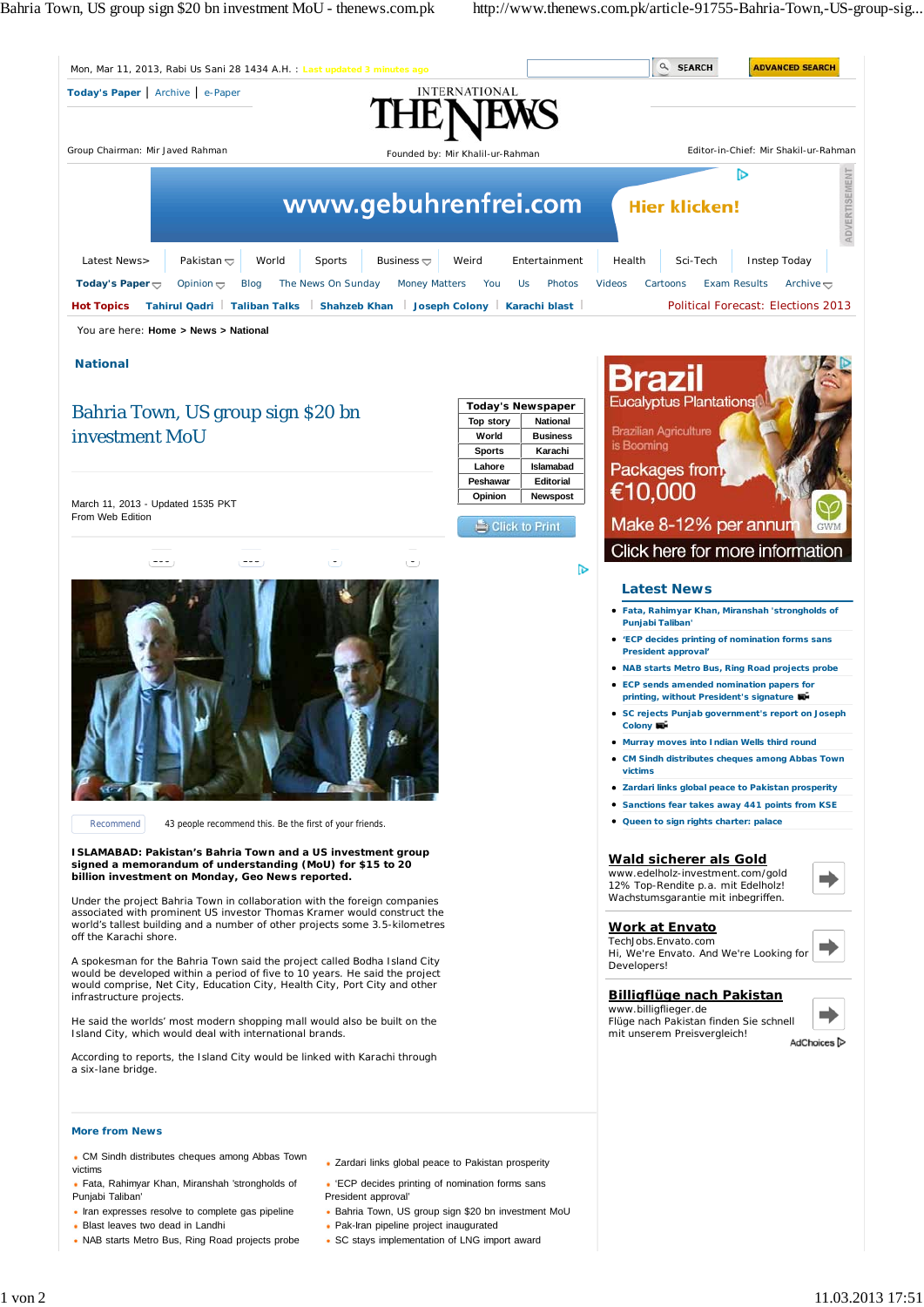# Bahria Town, US group sign $20 bn investment MoU

March 11, 2013 - Updated 1535 PKT
From Web Edition

**ISLAMABAD: Pakistan's Bahria Town and a US investment group signed a memorandum of understanding (MoU) for $15 to 20 billion investment on Monday, Geo News reported.**

Under the project Bahria Town in collaboration with the foreign companies associated with prominent US investor Thomas Kramer would construct the world's tallest building and a number of other projects some 3.5-kilometres off the Karachi shore.

A spokesman for the Bahria Town said the project called Bodha Island City would be developed within a period of five to 10 years. He said the project would comprise, Net City, Education City, Health City, Port City and other infrastructure projects.

He said the worlds' most modern shopping mall would also be built on the Island City, which would deal with international brands.

According to reports, the Island City would be linked with Karachi through a six-lane bridge.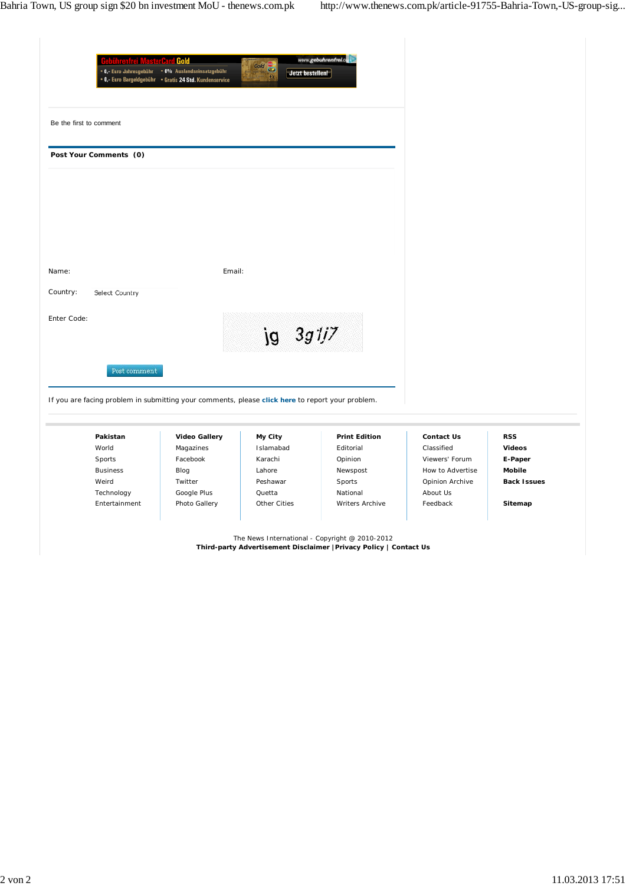Gebührenfrei MasterCard Gold
• 0,- Euro Jahresgebühr • 0% Auslandseinsatzgebühr
• 0,- Euro Bargeldgebühr • Gratis 24 Std. Kundenservice
www.gebuhrenfrei.c...
Jetzt bestellen!

Be the first to comment

**Post Your Comments (0)**

Name:

Email:

Country: Select Country

Enter Code:

jg 3g1j7

Post comment

If you are facing problem in submitting your comments, please **click here** to report your problem.

| **Pakistan** | **Video Gallery** | **My City** | **Print Edition** | **Contact Us** | **RSS** |
|---|---|---|---|---|---|
| World | Magazines | Islamabad | Editorial | Classified | **Videos** |
| Sports | Facebook | Karachi | Opinion | Viewers' Forum | **E-Paper** |
| Business | Blog | Lahore | Newspost | How to Advertise | **Mobile** |
| Weird | Twitter | Peshawar | Sports | Opinion Archive | **Back Issues** |
| Technology | Google Plus | Quetta | National | About Us | |
| Entertainment | Photo Gallery | Other Cities | Writers Archive | Feedback | **Sitemap** |

The News International - Copyright @ 2010-2012

**Third-party Advertisement Disclaimer | Privacy Policy | Contact Us**